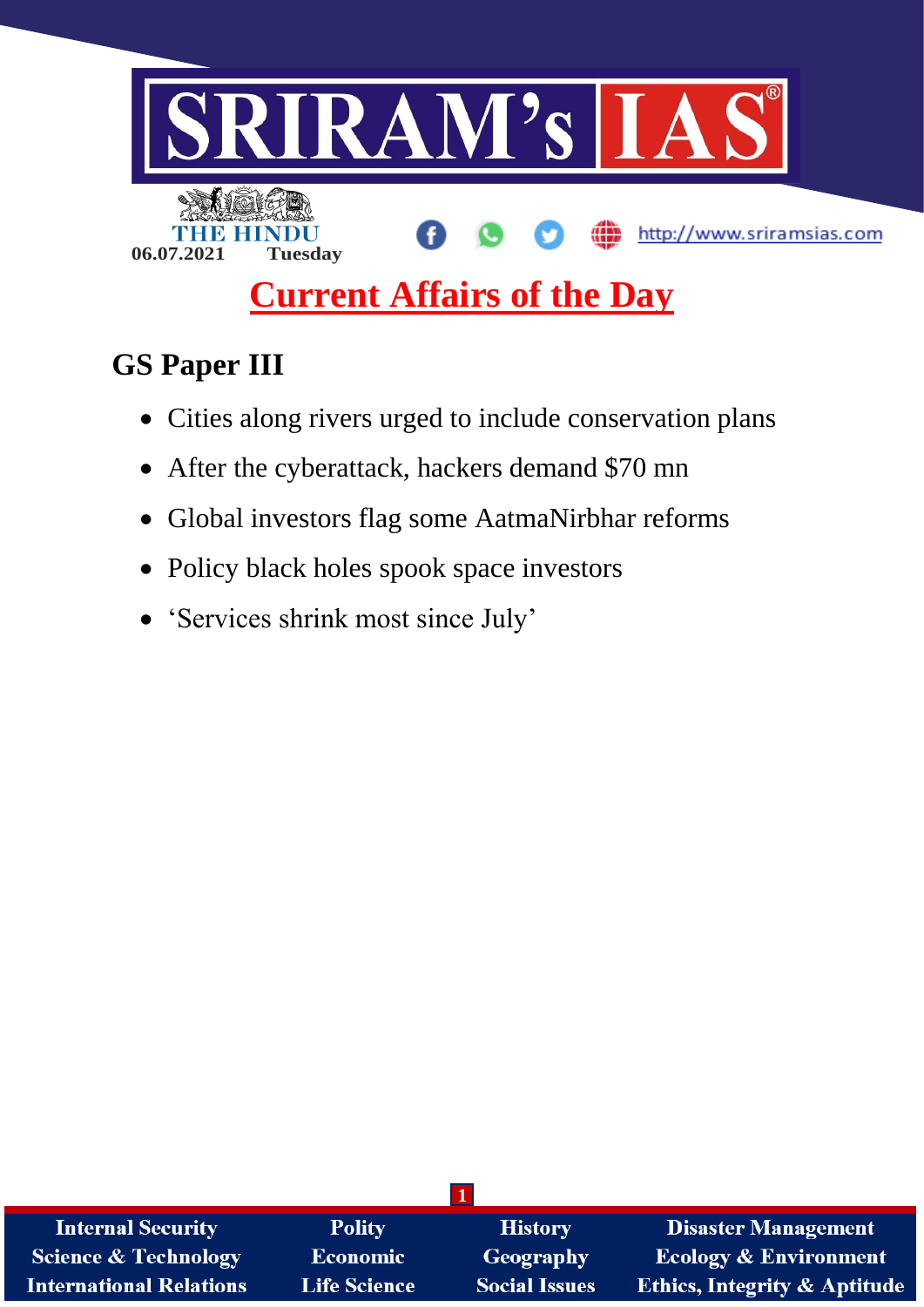# SRIRAM's IAS

THE HINDU

06.07.2021 Tuesday

http://www.sriramsias.com

## Current Affairs of the Day

## GS Paper III

- Cities along rivers urged to include conservation plans
- After the cyberattack, hackers demand $70 mn
- Global investors flag some AatmaNirbhar reforms
- Policy black holes spook space investors
- 'Services shrink most since July'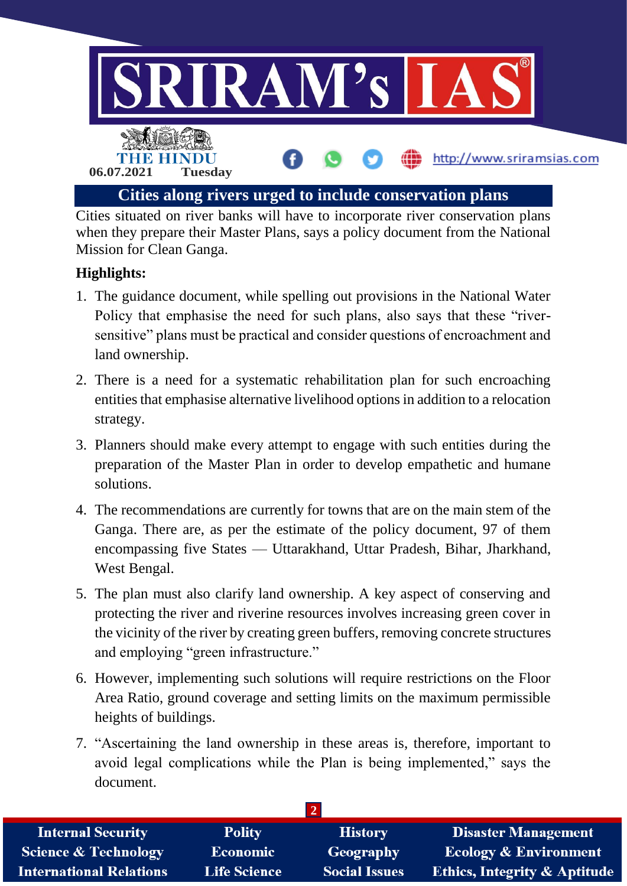# Cities along rivers urged to include conservation plans

Cities situated on river banks will have to incorporate river conservation plans when they prepare their Master Plans, says a policy document from the National Mission for Clean Ganga.

**Highlights:**

1. The guidance document, while spelling out provisions in the National Water Policy that emphasise the need for such plans, also says that these "river-sensitive" plans must be practical and consider questions of encroachment and land ownership.
2. There is a need for a systematic rehabilitation plan for such encroaching entities that emphasise alternative livelihood options in addition to a relocation strategy.
3. Planners should make every attempt to engage with such entities during the preparation of the Master Plan in order to develop empathetic and humane solutions.
4. The recommendations are currently for towns that are on the main stem of the Ganga. There are, as per the estimate of the policy document, 97 of them encompassing five States — Uttarakhand, Uttar Pradesh, Bihar, Jharkhand, West Bengal.
5. The plan must also clarify land ownership. A key aspect of conserving and protecting the river and riverine resources involves increasing green cover in the vicinity of the river by creating green buffers, removing concrete structures and employing "green infrastructure."
6. However, implementing such solutions will require restrictions on the Floor Area Ratio, ground coverage and setting limits on the maximum permissible heights of buildings.
7. "Ascertaining the land ownership in these areas is, therefore, important to avoid legal complications while the Plan is being implemented," says the document.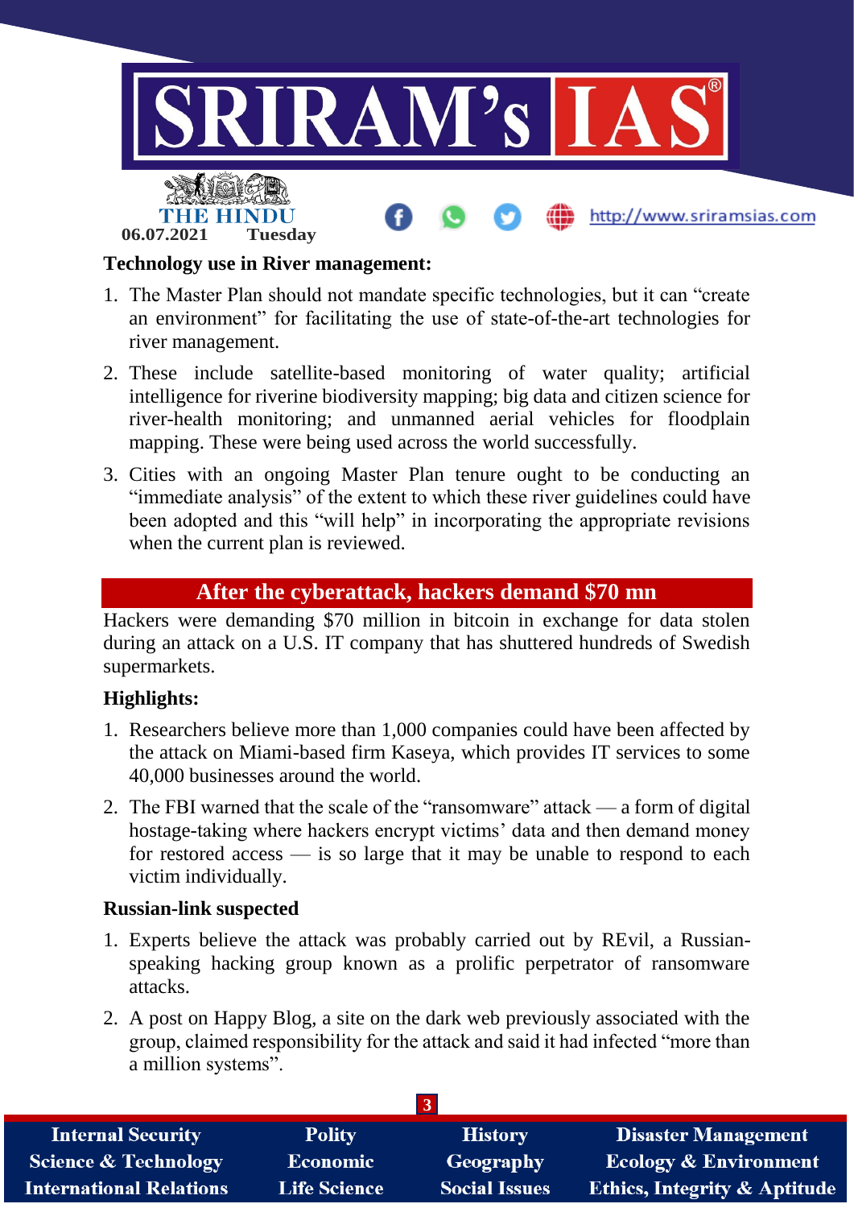**Technology use in River management:**

1. The Master Plan should not mandate specific technologies, but it can "create an environment" for facilitating the use of state-of-the-art technologies for river management.
2. These include satellite-based monitoring of water quality; artificial intelligence for riverine biodiversity mapping; big data and citizen science for river-health monitoring; and unmanned aerial vehicles for floodplain mapping. These were being used across the world successfully.
3. Cities with an ongoing Master Plan tenure ought to be conducting an "immediate analysis" of the extent to which these river guidelines could have been adopted and this "will help" in incorporating the appropriate revisions when the current plan is reviewed.

## After the cyberattack, hackers demand $70 mn

Hackers were demanding $70 million in bitcoin in exchange for data stolen during an attack on a U.S. IT company that has shuttered hundreds of Swedish supermarkets.

**Highlights:**

1. Researchers believe more than 1,000 companies could have been affected by the attack on Miami-based firm Kaseya, which provides IT services to some 40,000 businesses around the world.
2. The FBI warned that the scale of the "ransomware" attack — a form of digital hostage-taking where hackers encrypt victims' data and then demand money for restored access — is so large that it may be unable to respond to each victim individually.

**Russian-link suspected**

1. Experts believe the attack was probably carried out by REvil, a Russian-speaking hacking group known as a prolific perpetrator of ransomware attacks.
2. A post on Happy Blog, a site on the dark web previously associated with the group, claimed responsibility for the attack and said it had infected "more than a million systems".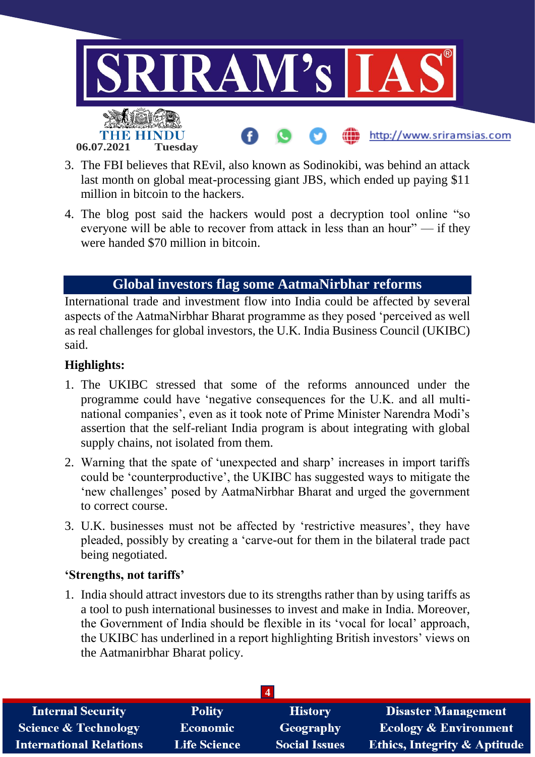3. The FBI believes that REvil, also known as Sodinokibi, was behind an attack last month on global meat-processing giant JBS, which ended up paying $11 million in bitcoin to the hackers.
4. The blog post said the hackers would post a decryption tool online "so everyone will be able to recover from attack in less than an hour" — if they were handed $70 million in bitcoin.

## Global investors flag some AatmaNirbhar reforms

International trade and investment flow into India could be affected by several aspects of the AatmaNirbhar Bharat programme as they posed 'perceived as well as real challenges for global investors, the U.K. India Business Council (UKIBC) said.

**Highlights:**

1. The UKIBC stressed that some of the reforms announced under the programme could have 'negative consequences for the U.K. and all multi-national companies', even as it took note of Prime Minister Narendra Modi's assertion that the self-reliant India program is about integrating with global supply chains, not isolated from them.
2. Warning that the spate of 'unexpected and sharp' increases in import tariffs could be 'counterproductive', the UKIBC has suggested ways to mitigate the 'new challenges' posed by AatmaNirbhar Bharat and urged the government to correct course.
3. U.K. businesses must not be affected by 'restrictive measures', they have pleaded, possibly by creating a 'carve-out for them in the bilateral trade pact being negotiated.

**'Strengths, not tariffs'**

1. India should attract investors due to its strengths rather than by using tariffs as a tool to push international businesses to invest and make in India. Moreover, the Government of India should be flexible in its 'vocal for local' approach, the UKIBC has underlined in a report highlighting British investors' views on the Aatmanirbhar Bharat policy.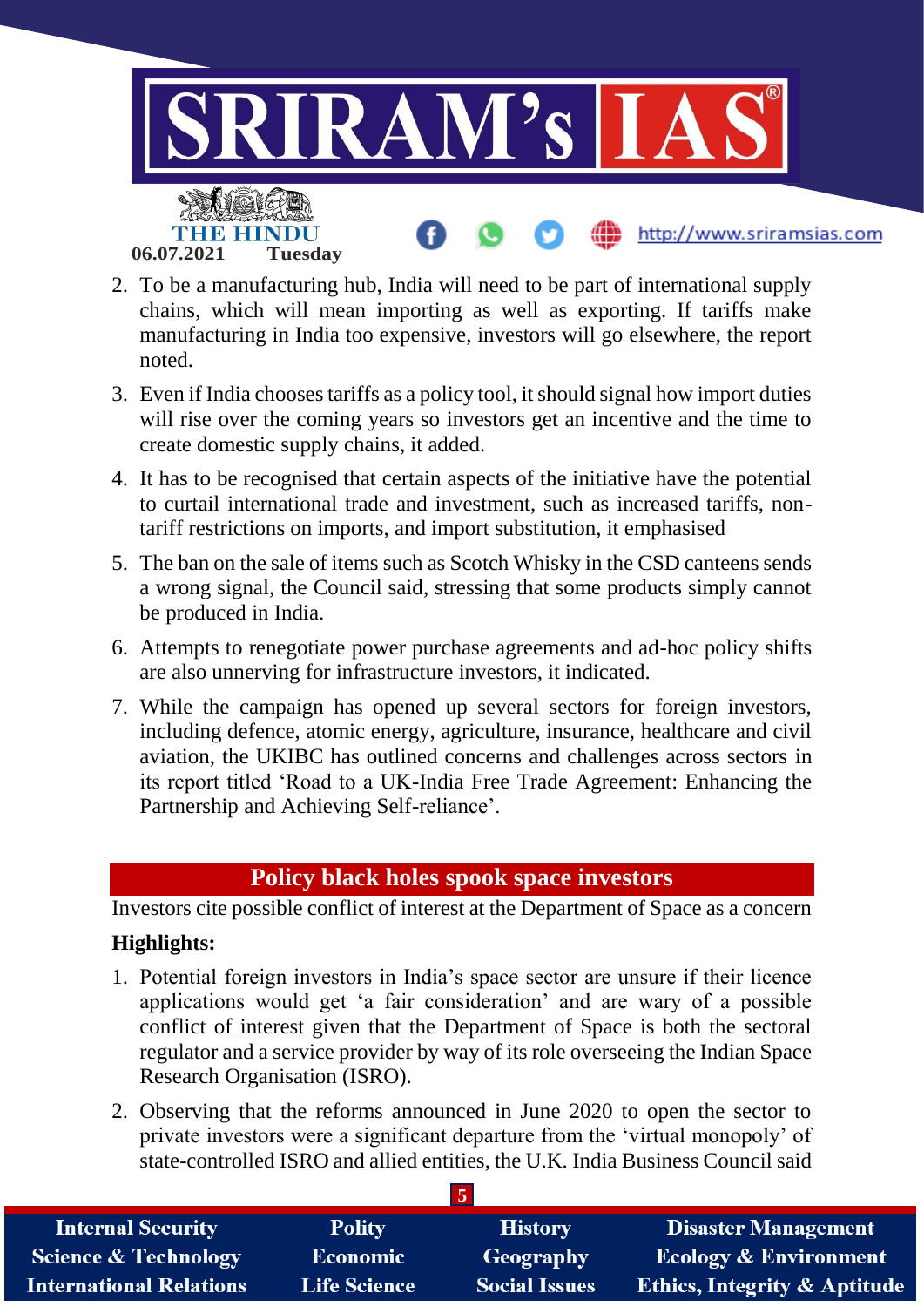2. To be a manufacturing hub, India will need to be part of international supply chains, which will mean importing as well as exporting. If tariffs make manufacturing in India too expensive, investors will go elsewhere, the report noted.
3. Even if India chooses tariffs as a policy tool, it should signal how import duties will rise over the coming years so investors get an incentive and the time to create domestic supply chains, it added.
4. It has to be recognised that certain aspects of the initiative have the potential to curtail international trade and investment, such as increased tariffs, non-tariff restrictions on imports, and import substitution, it emphasised
5. The ban on the sale of items such as Scotch Whisky in the CSD canteens sends a wrong signal, the Council said, stressing that some products simply cannot be produced in India.
6. Attempts to renegotiate power purchase agreements and ad-hoc policy shifts are also unnerving for infrastructure investors, it indicated.
7. While the campaign has opened up several sectors for foreign investors, including defence, atomic energy, agriculture, insurance, healthcare and civil aviation, the UKIBC has outlined concerns and challenges across sectors in its report titled 'Road to a UK-India Free Trade Agreement: Enhancing the Partnership and Achieving Self-reliance'.

## Policy black holes spook space investors

Investors cite possible conflict of interest at the Department of Space as a concern

**Highlights:**

1. Potential foreign investors in India's space sector are unsure if their licence applications would get 'a fair consideration' and are wary of a possible conflict of interest given that the Department of Space is both the sectoral regulator and a service provider by way of its role overseeing the Indian Space Research Organisation (ISRO).
2. Observing that the reforms announced in June 2020 to open the sector to private investors were a significant departure from the 'virtual monopoly' of state-controlled ISRO and allied entities, the U.K. India Business Council said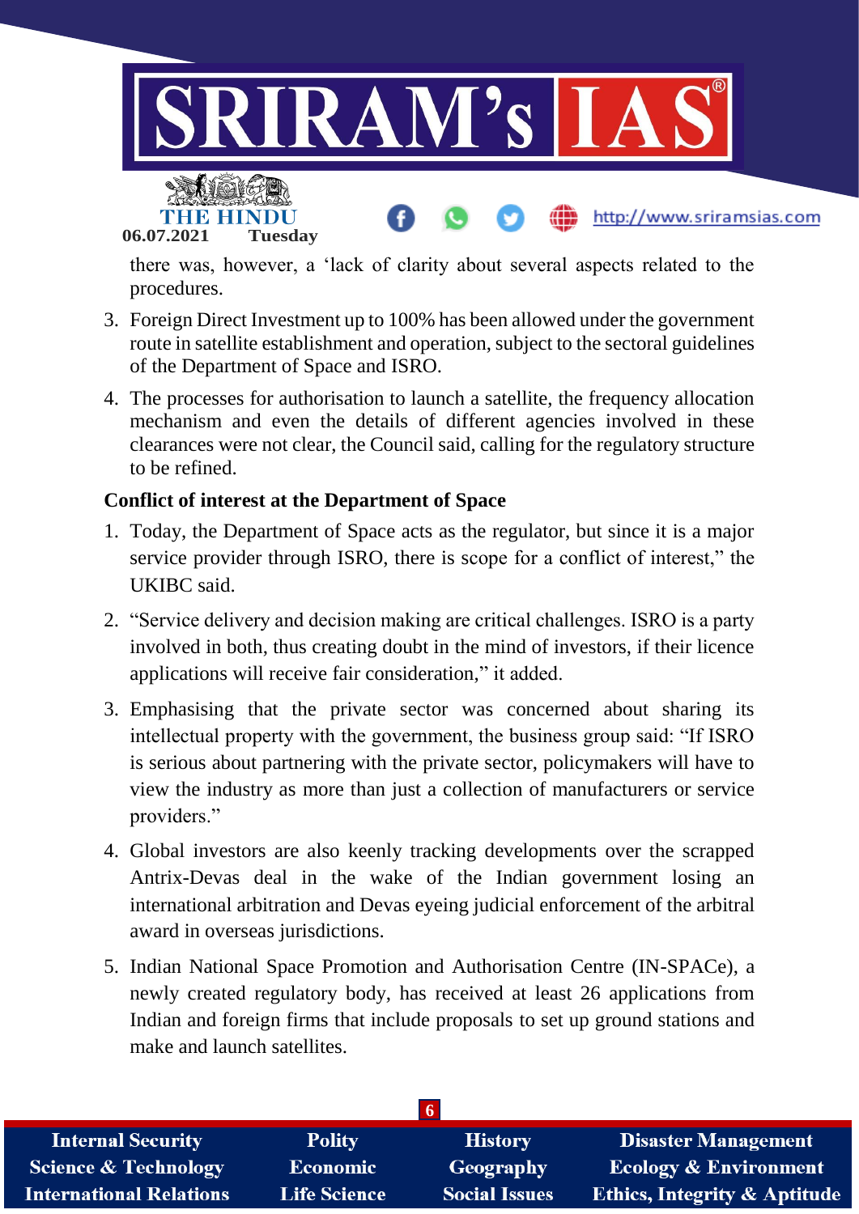there was, however, a 'lack of clarity about several aspects related to the procedures.

3. Foreign Direct Investment up to 100% has been allowed under the government route in satellite establishment and operation, subject to the sectoral guidelines of the Department of Space and ISRO.
4. The processes for authorisation to launch a satellite, the frequency allocation mechanism and even the details of different agencies involved in these clearances were not clear, the Council said, calling for the regulatory structure to be refined.

**Conflict of interest at the Department of Space**

1. Today, the Department of Space acts as the regulator, but since it is a major service provider through ISRO, there is scope for a conflict of interest," the UKIBC said.
2. "Service delivery and decision making are critical challenges. ISRO is a party involved in both, thus creating doubt in the mind of investors, if their licence applications will receive fair consideration," it added.
3. Emphasising that the private sector was concerned about sharing its intellectual property with the government, the business group said: "If ISRO is serious about partnering with the private sector, policymakers will have to view the industry as more than just a collection of manufacturers or service providers."
4. Global investors are also keenly tracking developments over the scrapped Antrix-Devas deal in the wake of the Indian government losing an international arbitration and Devas eyeing judicial enforcement of the arbitral award in overseas jurisdictions.
5. Indian National Space Promotion and Authorisation Centre (IN-SPACe), a newly created regulatory body, has received at least 26 applications from Indian and foreign firms that include proposals to set up ground stations and make and launch satellites.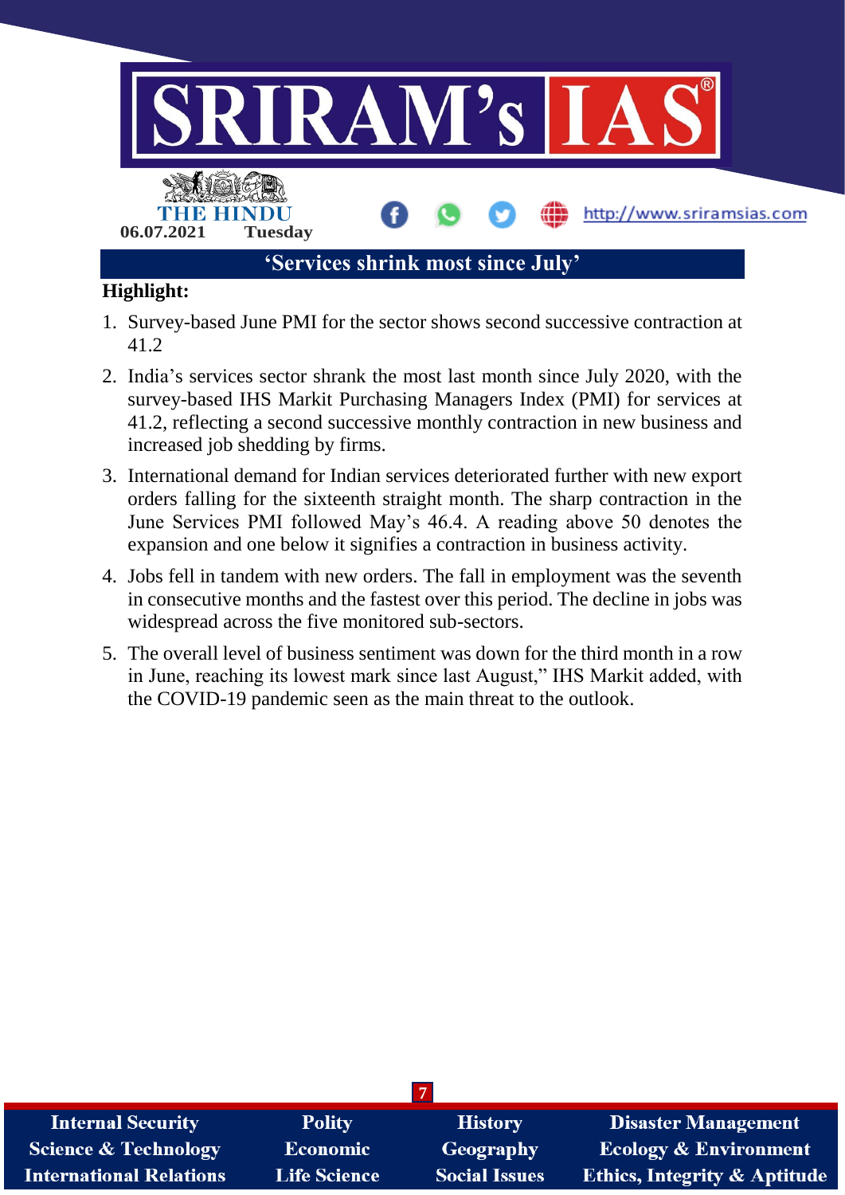## 'Services shrink most since July'

**Highlight:**

1. Survey-based June PMI for the sector shows second successive contraction at 41.2
2. India's services sector shrank the most last month since July 2020, with the survey-based IHS Markit Purchasing Managers Index (PMI) for services at 41.2, reflecting a second successive monthly contraction in new business and increased job shedding by firms.
3. International demand for Indian services deteriorated further with new export orders falling for the sixteenth straight month. The sharp contraction in the June Services PMI followed May's 46.4. A reading above 50 denotes the expansion and one below it signifies a contraction in business activity.
4. Jobs fell in tandem with new orders. The fall in employment was the seventh in consecutive months and the fastest over this period. The decline in jobs was widespread across the five monitored sub-sectors.
5. The overall level of business sentiment was down for the third month in a row in June, reaching its lowest mark since last August," IHS Markit added, with the COVID-19 pandemic seen as the main threat to the outlook.